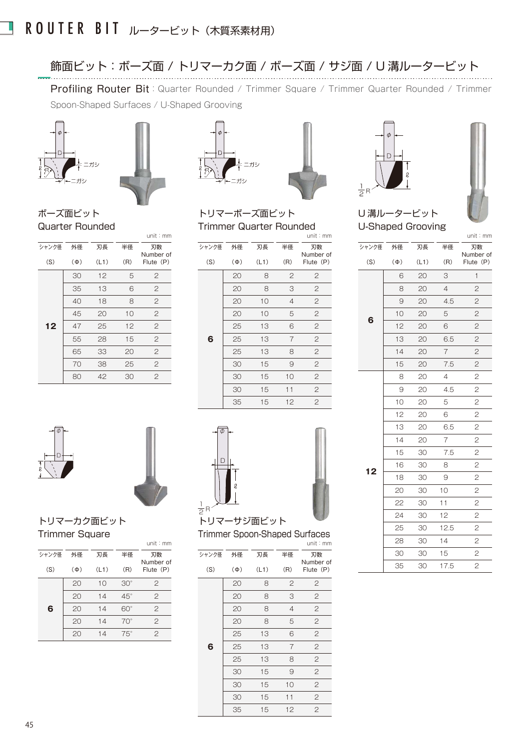# ROUTER BIT ルータービット（木質系素材用）

## 飾面ビット：ボーズ面 / トリマーカク面 / ボーズ面 / サジ面 / U 溝ルータービット

Profiling Router Bit : Quarter Rounded / Trimmer Square / Trimmer Quarter Rounded / Trimmer Spoon-Shaped Surfaces / U-Shaped Grooving

### ボーズ面ビット Quarter Rounded

unit : mm

| シャンク径 (S) | 外径 (Φ) | 刃長 (L1) | 半径 (R) | 刃数 Number of Flute (P) |
|---|---|---|---|---|
| 12 | 30 | 12 | 5 | 2 |
| | 35 | 13 | 6 | 2 |
| | 40 | 18 | 8 | 2 |
| | 45 | 20 | 10 | 2 |
| | 47 | 25 | 12 | 2 |
| | 55 | 28 | 15 | 2 |
| | 65 | 33 | 20 | 2 |
| | 70 | 38 | 25 | 2 |
| | 80 | 42 | 30 | 2 |

### トリマーボーズ面ビット Trimmer Quarter Rounded

unit : mm

| シャンク径 (S) | 外径 (Φ) | 刃長 (L1) | 半径 (R) | 刃数 Number of Flute (P) |
|---|---|---|---|---|
| 6 | 20 | 8 | 2 | 2 |
| | 20 | 8 | 3 | 2 |
| | 20 | 10 | 4 | 2 |
| | 20 | 10 | 5 | 2 |
| | 25 | 13 | 6 | 2 |
| | 25 | 13 | 7 | 2 |
| | 25 | 13 | 8 | 2 |
| | 30 | 15 | 9 | 2 |
| | 30 | 15 | 10 | 2 |
| | 30 | 15 | 11 | 2 |
| | 35 | 15 | 12 | 2 |

### U 溝ルータービット U-Shaped Grooving

unit : mm

| シャンク径 (S) | 外径 (Φ) | 刃長 (L1) | 半径 (R) | 刃数 Number of Flute (P) |
|---|---|---|---|---|
| 6 | 6 | 20 | 3 | 1 |
| | 8 | 20 | 4 | 2 |
| | 9 | 20 | 4.5 | 2 |
| | 10 | 20 | 5 | 2 |
| | 12 | 20 | 6 | 2 |
| | 13 | 20 | 6.5 | 2 |
| | 14 | 20 | 7 | 2 |
| | 15 | 20 | 7.5 | 2 |
| 12 | 8 | 20 | 4 | 2 |
| | 9 | 20 | 4.5 | 2 |
| | 10 | 20 | 5 | 2 |
| | 12 | 20 | 6 | 2 |
| | 13 | 20 | 6.5 | 2 |
| | 14 | 20 | 7 | 2 |
| | 15 | 30 | 7.5 | 2 |
| | 16 | 30 | 8 | 2 |
| | 18 | 30 | 9 | 2 |
| | 20 | 30 | 10 | 2 |
| | 22 | 30 | 11 | 2 |
| | 24 | 30 | 12 | 2 |
| | 25 | 30 | 12.5 | 2 |
| | 28 | 30 | 14 | 2 |
| | 30 | 30 | 15 | 2 |
| | 35 | 30 | 17.5 | 2 |

### トリマーカク面ビット Trimmer Square

unit : mm

| シャンク径 (S) | 外径 (Φ) | 刃長 (L1) | 半径 (R) | 刃数 Number of Flute (P) |
|---|---|---|---|---|
| 6 | 20 | 10 | 30° | 2 |
| | 20 | 14 | 45° | 2 |
| | 20 | 14 | 60° | 2 |
| | 20 | 14 | 70° | 2 |
| | 20 | 14 | 75° | 2 |

### トリマーサジ面ビット Trimmer Spoon-Shaped Surfaces

unit : mm

| シャンク径 (S) | 外径 (Φ) | 刃長 (L1) | 半径 (R) | 刃数 Number of Flute (P) |
|---|---|---|---|---|
| 6 | 20 | 8 | 2 | 2 |
| | 20 | 8 | 3 | 2 |
| | 20 | 8 | 4 | 2 |
| | 20 | 8 | 5 | 2 |
| | 25 | 13 | 6 | 2 |
| | 25 | 13 | 7 | 2 |
| | 25 | 13 | 8 | 2 |
| | 30 | 15 | 9 | 2 |
| | 30 | 15 | 10 | 2 |
| | 30 | 15 | 11 | 2 |
| | 35 | 15 | 12 | 2 |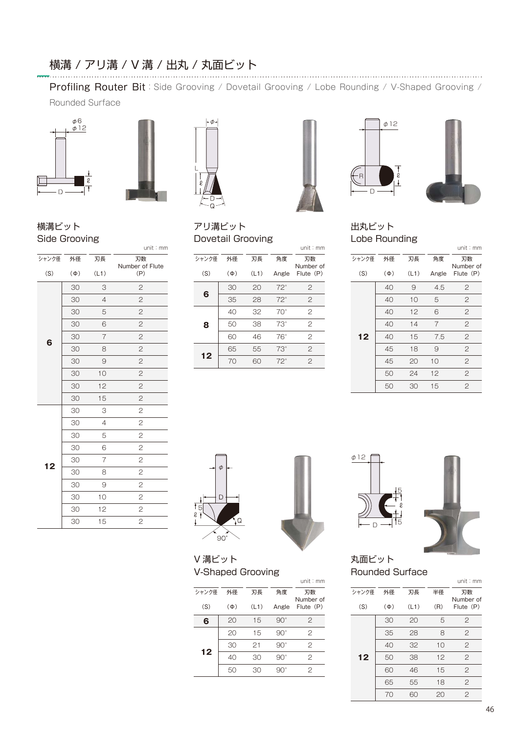# 横溝 / アリ溝 / V 溝 / 出丸 / 丸面ビット

**Profiling Router Bit** : Side Grooving / Dovetail Grooving / Lobe Rounding / V-Shaped Grooving / Rounded Surface

φ6
φ12
ℓ
D

## 横溝ビット
## Side Grooving

unit : mm

| シャンク径 (S) | 外径 (Φ) | 刃長 (L1) | 刃数 Number of Flute (P) |
|---|---|---|---|
| **6** | 30 | 3 | 2 |
| | 30 | 4 | 2 |
| | 30 | 5 | 2 |
| | 30 | 6 | 2 |
| | 30 | 7 | 2 |
| | 30 | 8 | 2 |
| | 30 | 9 | 2 |
| | 30 | 10 | 2 |
| | 30 | 12 | 2 |
| | 30 | 15 | 2 |
| **12** | 30 | 3 | 2 |
| | 30 | 4 | 2 |
| | 30 | 5 | 2 |
| | 30 | 6 | 2 |
| | 30 | 7 | 2 |
| | 30 | 8 | 2 |
| | 30 | 9 | 2 |
| | 30 | 10 | 2 |
| | 30 | 12 | 2 |
| | 30 | 15 | 2 |

φ
L
ℓ
D
Q

## アリ溝ビット
## Dovetail Grooving

unit : mm

| シャンク径 (S) | 外径 (Φ) | 刃長 (L1) | 角度 Angle | 刃数 Number of Flute (P) |
|---|---|---|---|---|
| **6** | 30 | 20 | 72° | 2 |
| | 35 | 28 | 72° | 2 |
| **8** | 40 | 32 | 70° | 2 |
| | 50 | 38 | 73° | 2 |
| | 60 | 46 | 76° | 2 |
| **12** | 65 | 55 | 73° | 2 |
| | 70 | 60 | 72° | 2 |

φ12
R
ℓ
D

## 出丸ビット
## Lobe Rounding

unit : mm

| シャンク径 (S) | 外径 (Φ) | 刃長 (L1) | 角度 Angle | 刃数 Number of Flute (P) |
|---|---|---|---|---|
| **12** | 40 | 9 | 4.5 | 2 |
| | 40 | 10 | 5 | 2 |
| | 40 | 12 | 6 | 2 |
| | 40 | 14 | 7 | 2 |
| | 40 | 15 | 7.5 | 2 |
| | 45 | 18 | 9 | 2 |
| | 45 | 20 | 10 | 2 |
| | 50 | 24 | 12 | 2 |
| | 50 | 30 | 15 | 2 |

φ
D
5
ℓ
Q
90°

## V 溝ビット
## V-Shaped Grooving

unit : mm

| シャンク径 (S) | 外径 (Φ) | 刃長 (L1) | 角度 Angle | 刃数 Number of Flute (P) |
|---|---|---|---|---|
| **6** | 20 | 15 | 90° | 2 |
| **12** | 20 | 15 | 90° | 2 |
| | 30 | 21 | 90° | 2 |
| | 40 | 30 | 90° | 2 |
| | 50 | 30 | 90° | 2 |

φ12
5
ℓ
5
D

## 丸面ビット
## Rounded Surface

unit : mm

| シャンク径 (S) | 外径 (Φ) | 刃長 (L1) | 半径 (R) | 刃数 Number of Flute (P) |
|---|---|---|---|---|
| **12** | 30 | 20 | 5 | 2 |
| | 35 | 28 | 8 | 2 |
| | 40 | 32 | 10 | 2 |
| | 50 | 38 | 12 | 2 |
| | 60 | 46 | 15 | 2 |
| | 65 | 55 | 18 | 2 |
| | 70 | 60 | 20 | 2 |